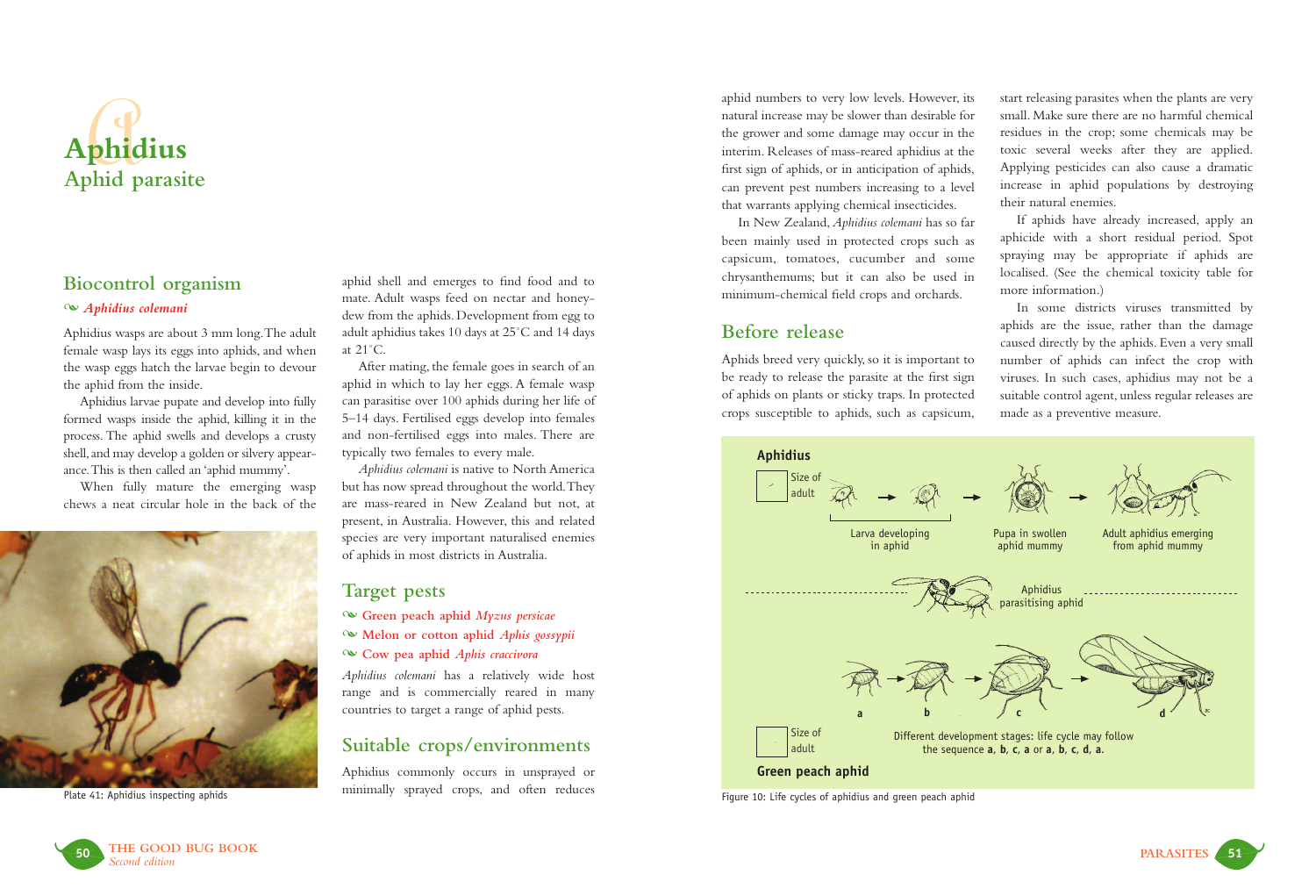# Aphidius

## Aphid parasite

## Biocontrol organism

*Aphidius colemani*

Aphidius wasps are about 3 mm long. The adult female wasp lays its eggs into aphids, and when the wasp eggs hatch the larvae begin to devour the aphid from the inside.

Aphidius larvae pupate and develop into fully formed wasps inside the aphid, killing it in the process. The aphid swells and develops a crusty shell, and may develop a golden or silvery appearance. This is then called an 'aphid mummy'.

When fully mature the emerging wasp chews a neat circular hole in the back of the aphid shell and emerges to find food and to mate. Adult wasps feed on nectar and honeydew from the aphids. Development from egg to adult aphidius takes 10 days at 25°C and 14 days at 21°C.

After mating, the female goes in search of an aphid in which to lay her eggs. A female wasp can parasitise over 100 aphids during her life of 5–14 days. Fertilised eggs develop into females and non-fertilised eggs into males. There are typically two females to every male.

*Aphidius colemani* is native to North America but has now spread throughout the world. They are mass-reared in New Zealand but not, at present, in Australia. However, this and related species are very important naturalised enemies of aphids in most districts in Australia.

Plate 41: Aphidius inspecting aphids

## Target pests

- **Green peach aphid** *Myzus persicae*
- **Melon or cotton aphid** *Aphis gossypii*
- **Cow pea aphid** *Aphis craccivora*

*Aphidius colemani* has a relatively wide host range and is commercially reared in many countries to target a range of aphid pests.

## Suitable crops/environments

Aphidius commonly occurs in unsprayed or minimally sprayed crops, and often reduces aphid numbers to very low levels. However, its natural increase may be slower than desirable for the grower and some damage may occur in the interim. Releases of mass-reared aphidius at the first sign of aphids, or in anticipation of aphids, can prevent pest numbers increasing to a level that warrants applying chemical insecticides.

In New Zealand, *Aphidius colemani* has so far been mainly used in protected crops such as capsicum, tomatoes, cucumber and some chrysanthemums; but it can also be used in minimum-chemical field crops and orchards.

## Before release

Aphids breed very quickly, so it is important to be ready to release the parasite at the first sign of aphids on plants or sticky traps. In protected crops susceptible to aphids, such as capsicum, start releasing parasites when the plants are very small. Make sure there are no harmful chemical residues in the crop; some chemicals may be toxic several weeks after they are applied. Applying pesticides can also cause a dramatic increase in aphid populations by destroying their natural enemies.

If aphids have already increased, apply an aphicide with a short residual period. Spot spraying may be appropriate if aphids are localised. (See the chemical toxicity table for more information.)

In some districts viruses transmitted by aphids are the issue, rather than the damage caused directly by the aphids. Even a very small number of aphids can infect the crop with viruses. In such cases, aphidius may not be a suitable control agent, unless regular releases are made as a preventive measure.

**Aphidius**

Size of adult

Larva developing in aphid → Pupa in swollen aphid mummy → Adult aphidius emerging from aphid mummy

Aphidius parasitising aphid

a → b → c → d

Size of adult

Different development stages: life cycle may follow the sequence **a**, **b**, **c**, **a** or **a**, **b**, **c**, **d**, **a.**

**Green peach aphid**

Figure 10: Life cycles of aphidius and green peach aphid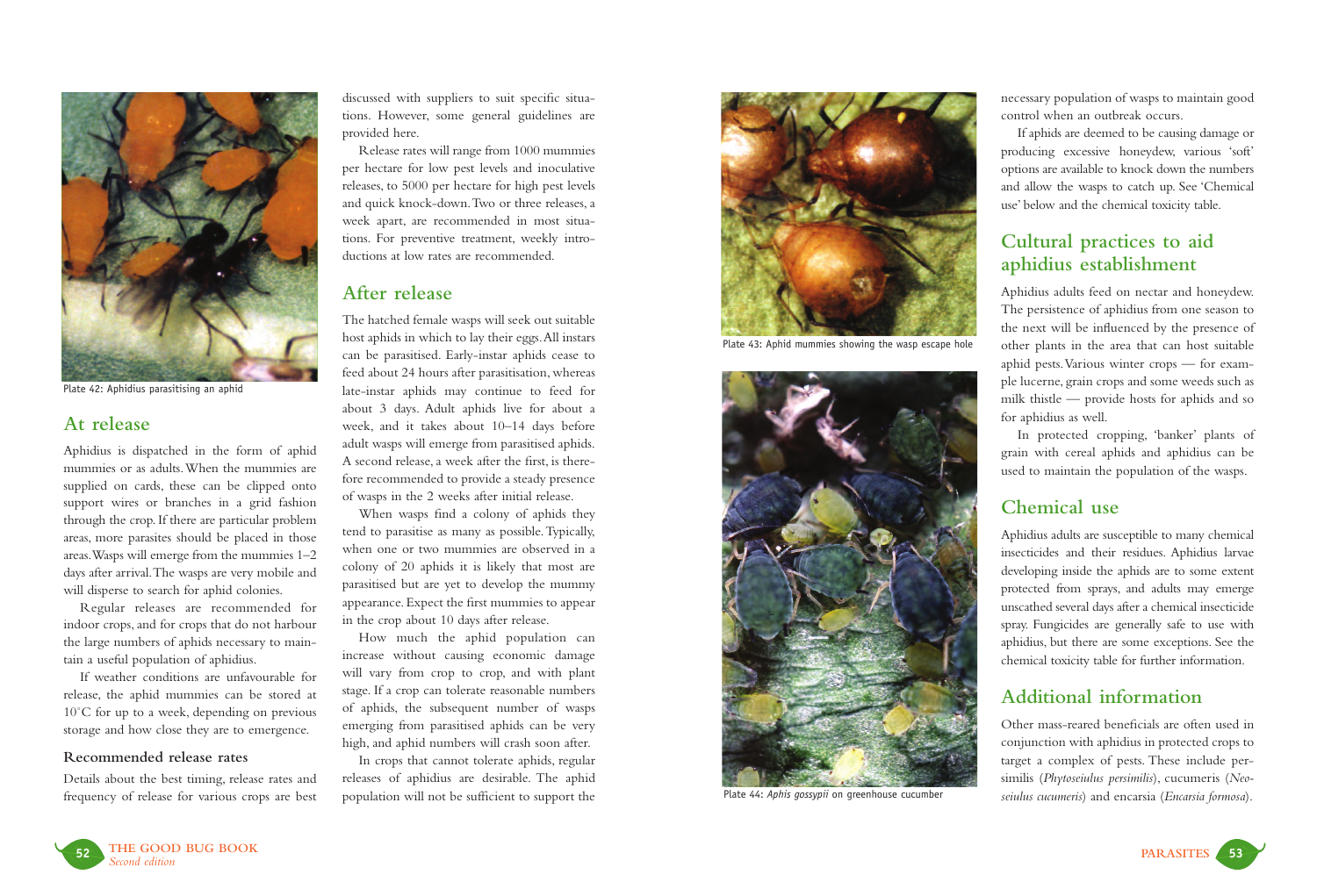Plate 42: Aphidius parasitising an aphid

## At release

Aphidius is dispatched in the form of aphid mummies or as adults. When the mummies are supplied on cards, these can be clipped onto support wires or branches in a grid fashion through the crop. If there are particular problem areas, more parasites should be placed in those areas. Wasps will emerge from the mummies 1–2 days after arrival. The wasps are very mobile and will disperse to search for aphid colonies.

Regular releases are recommended for indoor crops, and for crops that do not harbour the large numbers of aphids necessary to maintain a useful population of aphidius.

If weather conditions are unfavourable for release, the aphid mummies can be stored at 10°C for up to a week, depending on previous storage and how close they are to emergence.

### Recommended release rates

Details about the best timing, release rates and frequency of release for various crops are best discussed with suppliers to suit specific situations. However, some general guidelines are provided here.

Release rates will range from 1000 mummies per hectare for low pest levels and inoculative releases, to 5000 per hectare for high pest levels and quick knock-down. Two or three releases, a week apart, are recommended in most situations. For preventive treatment, weekly introductions at low rates are recommended.

## After release

The hatched female wasps will seek out suitable host aphids in which to lay their eggs. All instars can be parasitised. Early-instar aphids cease to feed about 24 hours after parasitisation, whereas late-instar aphids may continue to feed for about 3 days. Adult aphids live for about a week, and it takes about 10–14 days before adult wasps will emerge from parasitised aphids. A second release, a week after the first, is therefore recommended to provide a steady presence of wasps in the 2 weeks after initial release.

When wasps find a colony of aphids they tend to parasitise as many as possible. Typically, when one or two mummies are observed in a colony of 20 aphids it is likely that most are parasitised but are yet to develop the mummy appearance. Expect the first mummies to appear in the crop about 10 days after release.

How much the aphid population can increase without causing economic damage will vary from crop to crop, and with plant stage. If a crop can tolerate reasonable numbers of aphids, the subsequent number of wasps emerging from parasitised aphids can be very high, and aphid numbers will crash soon after.

In crops that cannot tolerate aphids, regular releases of aphidius are desirable. The aphid population will not be sufficient to support the necessary population of wasps to maintain good control when an outbreak occurs.

Plate 43: Aphid mummies showing the wasp escape hole

Plate 44: *Aphis gossypii* on greenhouse cucumber

If aphids are deemed to be causing damage or producing excessive honeydew, various 'soft' options are available to knock down the numbers and allow the wasps to catch up. See 'Chemical use' below and the chemical toxicity table.

## Cultural practices to aid aphidius establishment

Aphidius adults feed on nectar and honeydew. The persistence of aphidius from one season to the next will be influenced by the presence of other plants in the area that can host suitable aphid pests. Various winter crops — for example lucerne, grain crops and some weeds such as milk thistle — provide hosts for aphids and so for aphidius as well.

In protected cropping, 'banker' plants of grain with cereal aphids and aphidius can be used to maintain the population of the wasps.

## Chemical use

Aphidius adults are susceptible to many chemical insecticides and their residues. Aphidius larvae developing inside the aphids are to some extent protected from sprays, and adults may emerge unscathed several days after a chemical insecticide spray. Fungicides are generally safe to use with aphidius, but there are some exceptions. See the chemical toxicity table for further information.

## Additional information

Other mass-reared beneficials are often used in conjunction with aphidius in protected crops to target a complex of pests. These include persimilis (*Phytoseiulus persimilis*), cucumeris (*Neoseiulus cucumeris*) and encarsia (*Encarsia formosa*).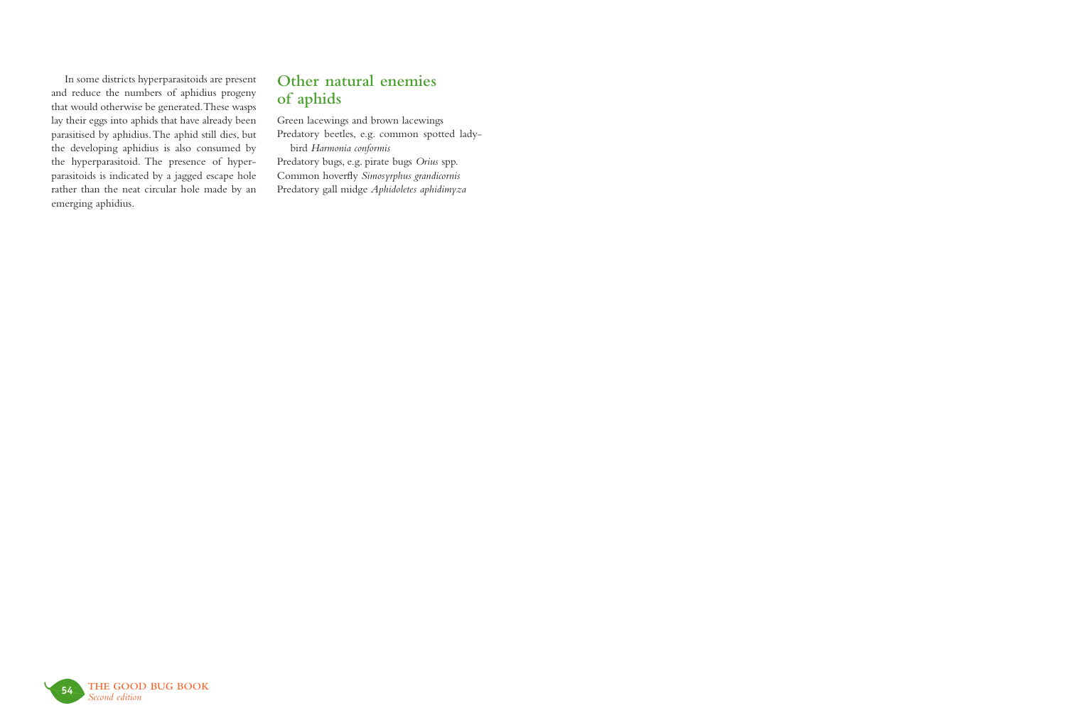In some districts hyperparasitoids are present and reduce the numbers of aphidius progeny that would otherwise be generated. These wasps lay their eggs into aphids that have already been parasitised by aphidius. The aphid still dies, but the developing aphidius is also consumed by the hyperparasitoid. The presence of hyperparasitoids is indicated by a jagged escape hole rather than the neat circular hole made by an emerging aphidius.

## Other natural enemies of aphids

Green lacewings and brown lacewings
Predatory beetles, e.g. common spotted ladybird *Harmonia conformis*
Predatory bugs, e.g. pirate bugs *Orius* spp.
Common hoverfly *Simosyrphus grandicornis*
Predatory gall midge *Aphidoletes aphidimyza*